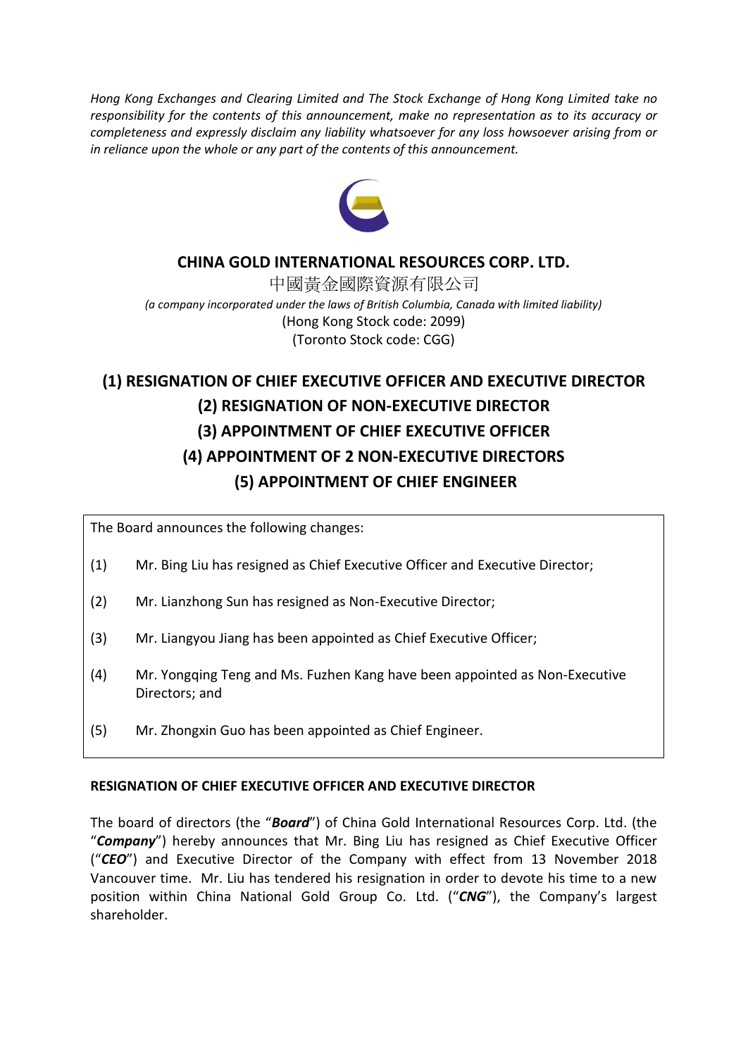*Hong Kong Exchanges and Clearing Limited and The Stock Exchange of Hong Kong Limited take no responsibility for the contents of this announcement, make no representation as to its accuracy or completeness and expressly disclaim any liability whatsoever for any loss howsoever arising from or in reliance upon the whole or any part of the contents of this announcement.*

# CHINA GOLD INTERNATIONAL RESOURCES CORP. LTD.

中國黃金國際資源有限公司

*(a company incorporated under the laws of British Columbia, Canada with limited liability)*

(Hong Kong Stock code: 2099)

(Toronto Stock code: CGG)

## (1) RESIGNATION OF CHIEF EXECUTIVE OFFICER AND EXECUTIVE DIRECTOR
## (2) RESIGNATION OF NON-EXECUTIVE DIRECTOR
## (3) APPOINTMENT OF CHIEF EXECUTIVE OFFICER
## (4) APPOINTMENT OF 2 NON-EXECUTIVE DIRECTORS
## (5) APPOINTMENT OF CHIEF ENGINEER

The Board announces the following changes:

(1) Mr. Bing Liu has resigned as Chief Executive Officer and Executive Director;

(2) Mr. Lianzhong Sun has resigned as Non-Executive Director;

(3) Mr. Liangyou Jiang has been appointed as Chief Executive Officer;

(4) Mr. Yongqing Teng and Ms. Fuzhen Kang have been appointed as Non-Executive Directors; and

(5) Mr. Zhongxin Guo has been appointed as Chief Engineer.

### RESIGNATION OF CHIEF EXECUTIVE OFFICER AND EXECUTIVE DIRECTOR

The board of directors (the "***Board***") of China Gold International Resources Corp. Ltd. (the "***Company***") hereby announces that Mr. Bing Liu has resigned as Chief Executive Officer ("***CEO***") and Executive Director of the Company with effect from 13 November 2018 Vancouver time. Mr. Liu has tendered his resignation in order to devote his time to a new position within China National Gold Group Co. Ltd. ("***CNG***"), the Company's largest shareholder.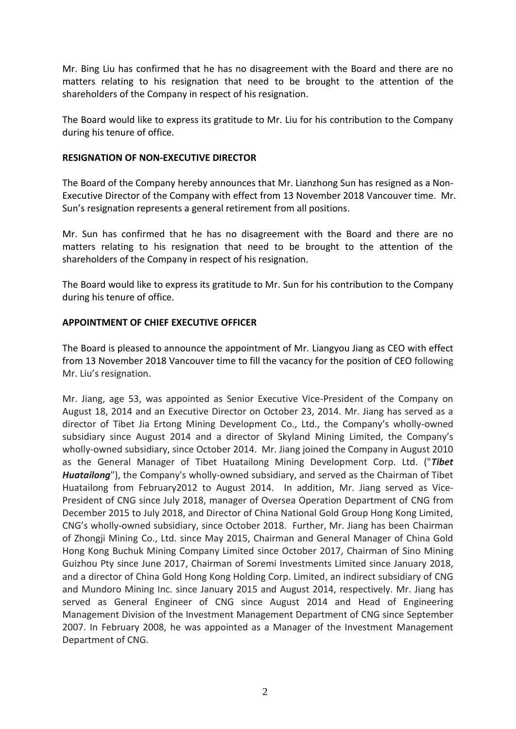Mr. Bing Liu has confirmed that he has no disagreement with the Board and there are no matters relating to his resignation that need to be brought to the attention of the shareholders of the Company in respect of his resignation.

The Board would like to express its gratitude to Mr. Liu for his contribution to the Company during his tenure of office.

**RESIGNATION OF NON-EXECUTIVE DIRECTOR**

The Board of the Company hereby announces that Mr. Lianzhong Sun has resigned as a Non-Executive Director of the Company with effect from 13 November 2018 Vancouver time. Mr. Sun's resignation represents a general retirement from all positions.

Mr. Sun has confirmed that he has no disagreement with the Board and there are no matters relating to his resignation that need to be brought to the attention of the shareholders of the Company in respect of his resignation.

The Board would like to express its gratitude to Mr. Sun for his contribution to the Company during his tenure of office.

**APPOINTMENT OF CHIEF EXECUTIVE OFFICER**

The Board is pleased to announce the appointment of Mr. Liangyou Jiang as CEO with effect from 13 November 2018 Vancouver time to fill the vacancy for the position of CEO following Mr. Liu's resignation.

Mr. Jiang, age 53, was appointed as Senior Executive Vice-President of the Company on August 18, 2014 and an Executive Director on October 23, 2014. Mr. Jiang has served as a director of Tibet Jia Ertong Mining Development Co., Ltd., the Company's wholly-owned subsidiary since August 2014 and a director of Skyland Mining Limited, the Company's wholly-owned subsidiary, since October 2014. Mr. Jiang joined the Company in August 2010 as the General Manager of Tibet Huatailong Mining Development Corp. Ltd. ("***Tibet Huatailong***"), the Company's wholly-owned subsidiary, and served as the Chairman of Tibet Huatailong from February2012 to August 2014. In addition, Mr. Jiang served as Vice-President of CNG since July 2018, manager of Oversea Operation Department of CNG from December 2015 to July 2018, and Director of China National Gold Group Hong Kong Limited, CNG's wholly-owned subsidiary, since October 2018. Further, Mr. Jiang has been Chairman of Zhongji Mining Co., Ltd. since May 2015, Chairman and General Manager of China Gold Hong Kong Buchuk Mining Company Limited since October 2017, Chairman of Sino Mining Guizhou Pty since June 2017, Chairman of Soremi Investments Limited since January 2018, and a director of China Gold Hong Kong Holding Corp. Limited, an indirect subsidiary of CNG and Mundoro Mining Inc. since January 2015 and August 2014, respectively. Mr. Jiang has served as General Engineer of CNG since August 2014 and Head of Engineering Management Division of the Investment Management Department of CNG since September 2007. In February 2008, he was appointed as a Manager of the Investment Management Department of CNG.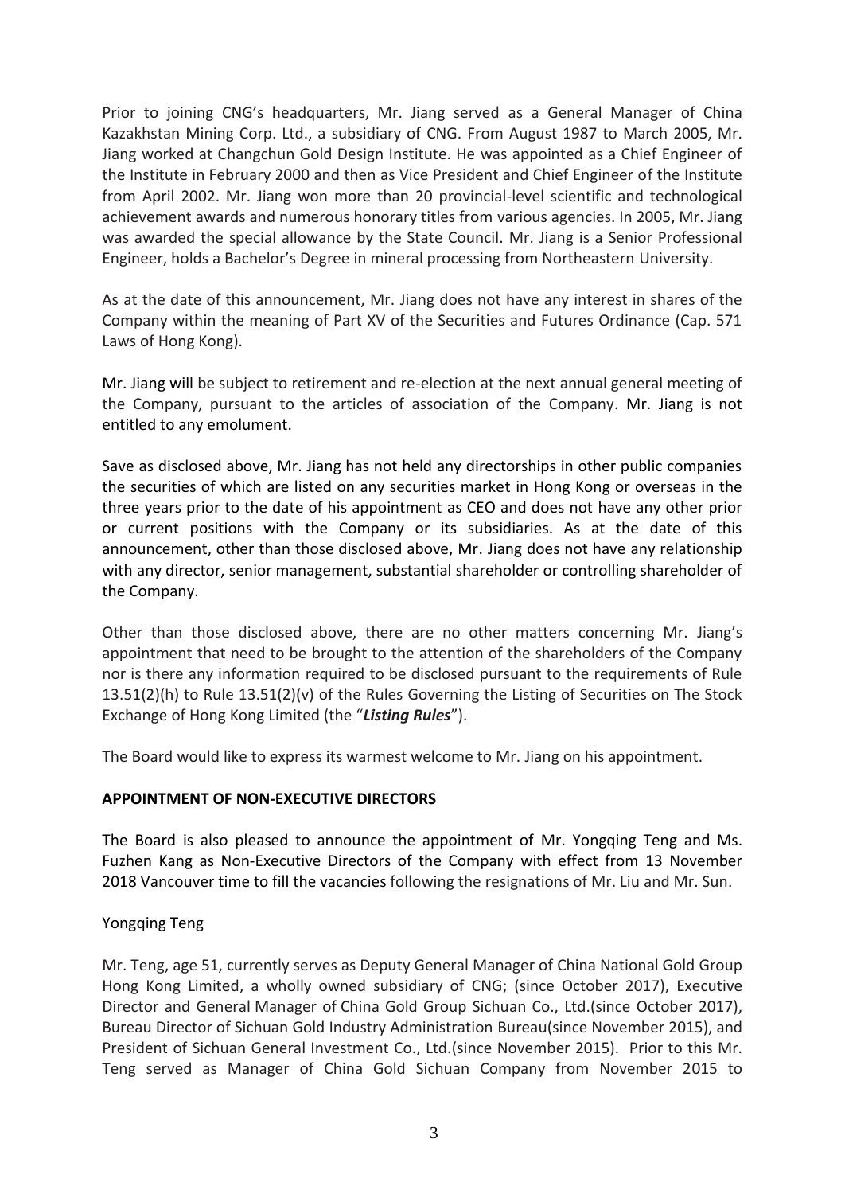Prior to joining CNG's headquarters, Mr. Jiang served as a General Manager of China Kazakhstan Mining Corp. Ltd., a subsidiary of CNG. From August 1987 to March 2005, Mr. Jiang worked at Changchun Gold Design Institute. He was appointed as a Chief Engineer of the Institute in February 2000 and then as Vice President and Chief Engineer of the Institute from April 2002. Mr. Jiang won more than 20 provincial-level scientific and technological achievement awards and numerous honorary titles from various agencies. In 2005, Mr. Jiang was awarded the special allowance by the State Council. Mr. Jiang is a Senior Professional Engineer, holds a Bachelor's Degree in mineral processing from Northeastern University.

As at the date of this announcement, Mr. Jiang does not have any interest in shares of the Company within the meaning of Part XV of the Securities and Futures Ordinance (Cap. 571 Laws of Hong Kong).

Mr. Jiang will be subject to retirement and re-election at the next annual general meeting of the Company, pursuant to the articles of association of the Company. Mr. Jiang is not entitled to any emolument.

Save as disclosed above, Mr. Jiang has not held any directorships in other public companies the securities of which are listed on any securities market in Hong Kong or overseas in the three years prior to the date of his appointment as CEO and does not have any other prior or current positions with the Company or its subsidiaries. As at the date of this announcement, other than those disclosed above, Mr. Jiang does not have any relationship with any director, senior management, substantial shareholder or controlling shareholder of the Company.

Other than those disclosed above, there are no other matters concerning Mr. Jiang's appointment that need to be brought to the attention of the shareholders of the Company nor is there any information required to be disclosed pursuant to the requirements of Rule 13.51(2)(h) to Rule 13.51(2)(v) of the Rules Governing the Listing of Securities on The Stock Exchange of Hong Kong Limited (the "***Listing Rules***").

The Board would like to express its warmest welcome to Mr. Jiang on his appointment.

**APPOINTMENT OF NON-EXECUTIVE DIRECTORS**

The Board is also pleased to announce the appointment of Mr. Yongqing Teng and Ms. Fuzhen Kang as Non-Executive Directors of the Company with effect from 13 November 2018 Vancouver time to fill the vacancies following the resignations of Mr. Liu and Mr. Sun.

Yongqing Teng

Mr. Teng, age 51, currently serves as Deputy General Manager of China National Gold Group Hong Kong Limited, a wholly owned subsidiary of CNG; (since October 2017), Executive Director and General Manager of China Gold Group Sichuan Co., Ltd.(since October 2017), Bureau Director of Sichuan Gold Industry Administration Bureau(since November 2015), and President of Sichuan General Investment Co., Ltd.(since November 2015). Prior to this Mr. Teng served as Manager of China Gold Sichuan Company from November 2015 to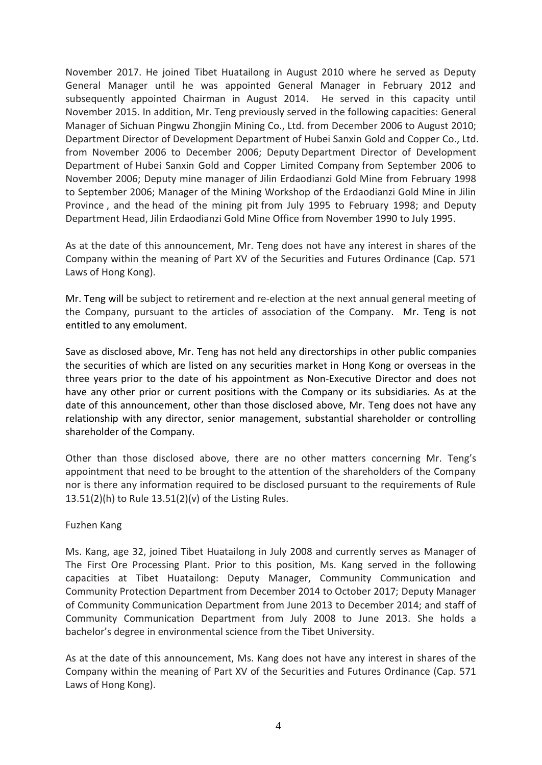November 2017. He joined Tibet Huatailong in August 2010 where he served as Deputy General Manager until he was appointed General Manager in February 2012 and subsequently appointed Chairman in August 2014. He served in this capacity until November 2015. In addition, Mr. Teng previously served in the following capacities: General Manager of Sichuan Pingwu Zhongjin Mining Co., Ltd. from December 2006 to August 2010; Department Director of Development Department of Hubei Sanxin Gold and Copper Co., Ltd. from November 2006 to December 2006; Deputy Department Director of Development Department of Hubei Sanxin Gold and Copper Limited Company from September 2006 to November 2006; Deputy mine manager of Jilin Erdaodianzi Gold Mine from February 1998 to September 2006; Manager of the Mining Workshop of the Erdaodianzi Gold Mine in Jilin Province , and the head of the mining pit from July 1995 to February 1998; and Deputy Department Head, Jilin Erdaodianzi Gold Mine Office from November 1990 to July 1995.

As at the date of this announcement, Mr. Teng does not have any interest in shares of the Company within the meaning of Part XV of the Securities and Futures Ordinance (Cap. 571 Laws of Hong Kong).

Mr. Teng will be subject to retirement and re-election at the next annual general meeting of the Company, pursuant to the articles of association of the Company. Mr. Teng is not entitled to any emolument.

Save as disclosed above, Mr. Teng has not held any directorships in other public companies the securities of which are listed on any securities market in Hong Kong or overseas in the three years prior to the date of his appointment as Non-Executive Director and does not have any other prior or current positions with the Company or its subsidiaries. As at the date of this announcement, other than those disclosed above, Mr. Teng does not have any relationship with any director, senior management, substantial shareholder or controlling shareholder of the Company.

Other than those disclosed above, there are no other matters concerning Mr. Teng's appointment that need to be brought to the attention of the shareholders of the Company nor is there any information required to be disclosed pursuant to the requirements of Rule 13.51(2)(h) to Rule 13.51(2)(v) of the Listing Rules.

Fuzhen Kang

Ms. Kang, age 32, joined Tibet Huatailong in July 2008 and currently serves as Manager of The First Ore Processing Plant. Prior to this position, Ms. Kang served in the following capacities at Tibet Huatailong: Deputy Manager, Community Communication and Community Protection Department from December 2014 to October 2017; Deputy Manager of Community Communication Department from June 2013 to December 2014; and staff of Community Communication Department from July 2008 to June 2013. She holds a bachelor's degree in environmental science from the Tibet University.

As at the date of this announcement, Ms. Kang does not have any interest in shares of the Company within the meaning of Part XV of the Securities and Futures Ordinance (Cap. 571 Laws of Hong Kong).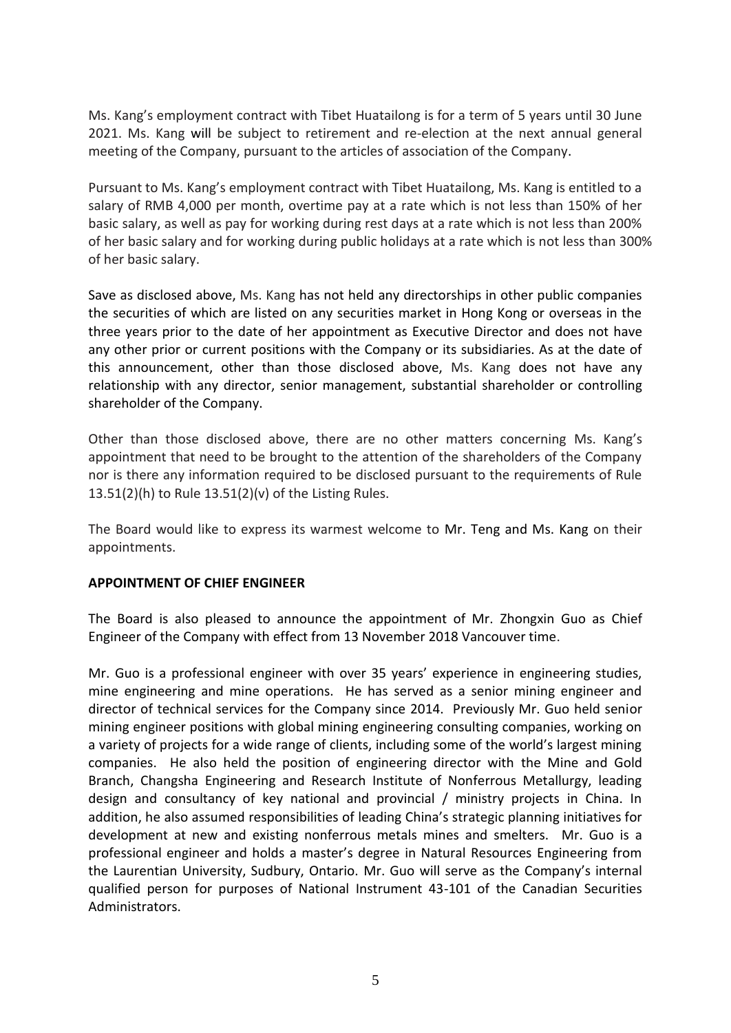Ms. Kang's employment contract with Tibet Huatailong is for a term of 5 years until 30 June 2021. Ms. Kang will be subject to retirement and re-election at the next annual general meeting of the Company, pursuant to the articles of association of the Company.

Pursuant to Ms. Kang's employment contract with Tibet Huatailong, Ms. Kang is entitled to a salary of RMB 4,000 per month, overtime pay at a rate which is not less than 150% of her basic salary, as well as pay for working during rest days at a rate which is not less than 200% of her basic salary and for working during public holidays at a rate which is not less than 300% of her basic salary.

Save as disclosed above, Ms. Kang has not held any directorships in other public companies the securities of which are listed on any securities market in Hong Kong or overseas in the three years prior to the date of her appointment as Executive Director and does not have any other prior or current positions with the Company or its subsidiaries. As at the date of this announcement, other than those disclosed above, Ms. Kang does not have any relationship with any director, senior management, substantial shareholder or controlling shareholder of the Company.

Other than those disclosed above, there are no other matters concerning Ms. Kang's appointment that need to be brought to the attention of the shareholders of the Company nor is there any information required to be disclosed pursuant to the requirements of Rule 13.51(2)(h) to Rule 13.51(2)(v) of the Listing Rules.

The Board would like to express its warmest welcome to Mr. Teng and Ms. Kang on their appointments.

**APPOINTMENT OF CHIEF ENGINEER**

The Board is also pleased to announce the appointment of Mr. Zhongxin Guo as Chief Engineer of the Company with effect from 13 November 2018 Vancouver time.

Mr. Guo is a professional engineer with over 35 years' experience in engineering studies, mine engineering and mine operations. He has served as a senior mining engineer and director of technical services for the Company since 2014. Previously Mr. Guo held senior mining engineer positions with global mining engineering consulting companies, working on a variety of projects for a wide range of clients, including some of the world's largest mining companies. He also held the position of engineering director with the Mine and Gold Branch, Changsha Engineering and Research Institute of Nonferrous Metallurgy, leading design and consultancy of key national and provincial / ministry projects in China. In addition, he also assumed responsibilities of leading China's strategic planning initiatives for development at new and existing nonferrous metals mines and smelters. Mr. Guo is a professional engineer and holds a master's degree in Natural Resources Engineering from the Laurentian University, Sudbury, Ontario. Mr. Guo will serve as the Company's internal qualified person for purposes of National Instrument 43-101 of the Canadian Securities Administrators.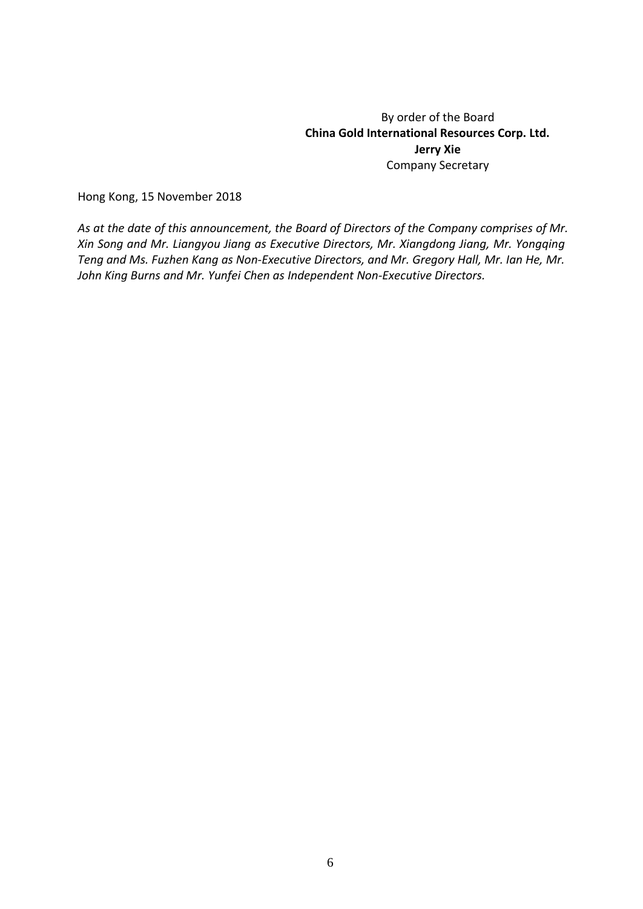By order of the Board
**China Gold International Resources Corp. Ltd.**
**Jerry Xie**
Company Secretary

Hong Kong, 15 November 2018

*As at the date of this announcement, the Board of Directors of the Company comprises of Mr. Xin Song and Mr. Liangyou Jiang as Executive Directors, Mr. Xiangdong Jiang, Mr. Yongqing Teng and Ms. Fuzhen Kang as Non-Executive Directors, and Mr. Gregory Hall, Mr. Ian He, Mr. John King Burns and Mr. Yunfei Chen as Independent Non-Executive Directors.*